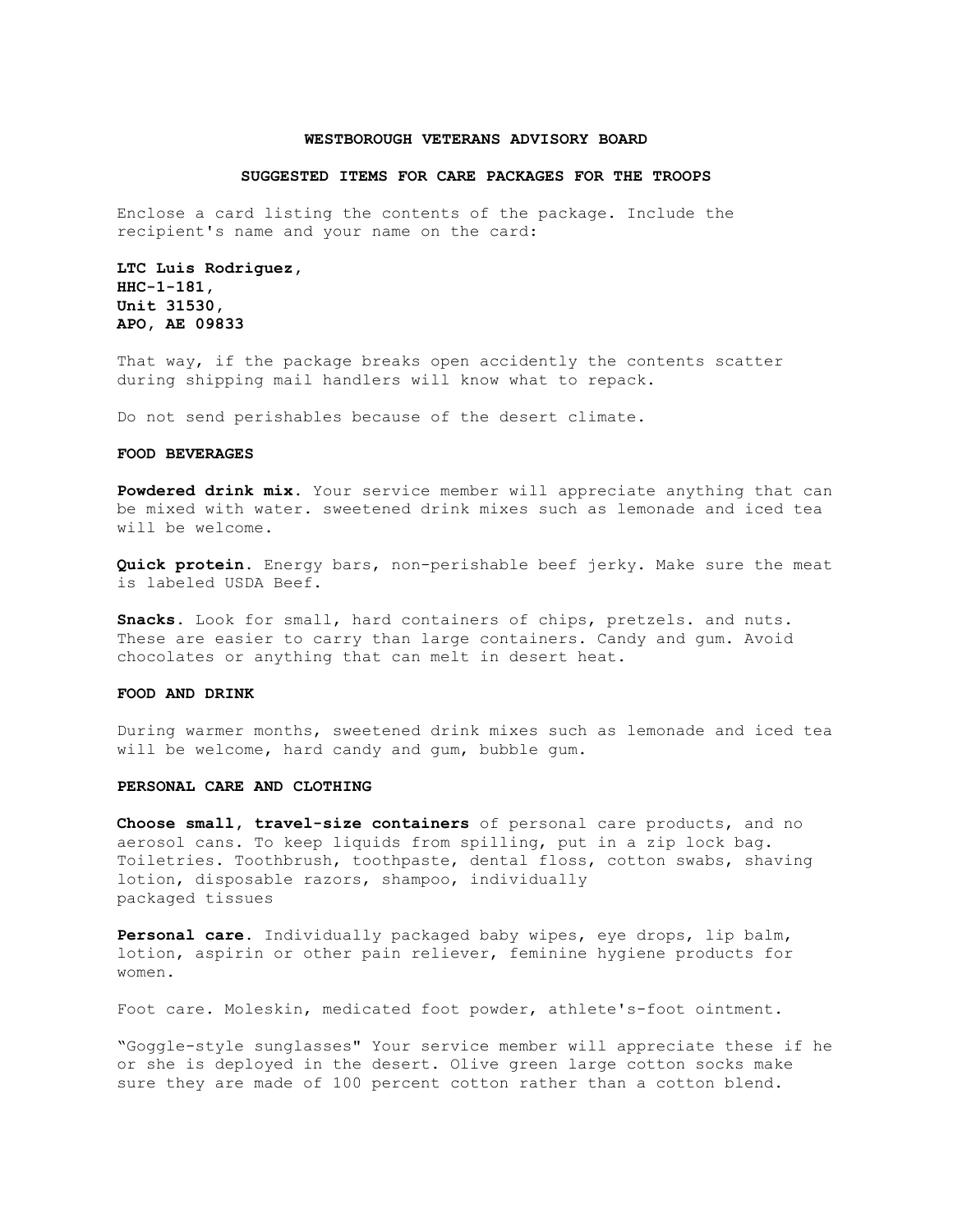**WESTBOROUGH VETERANS ADVISORY BOARD**

**SUGGESTED ITEMS FOR CARE PACKAGES FOR THE TROOPS**

Enclose a card listing the contents of the package. Include the recipient's name and your name on the card:

**LTC Luis Rodriguez,**
**HHC-1-181,**
**Unit 31530,**
**APO, AE 09833**

That way, if the package breaks open accidently the contents scatter during shipping mail handlers will know what to repack.

Do not send perishables because of the desert climate.

**FOOD BEVERAGES**

**Powdered drink mix.** Your service member will appreciate anything that can be mixed with water. sweetened drink mixes such as lemonade and iced tea will be welcome.

**Quick protein.** Energy bars, non-perishable beef jerky. Make sure the meat is labeled USDA Beef.

**Snacks.** Look for small, hard containers of chips, pretzels. and nuts. These are easier to carry than large containers. Candy and gum. Avoid chocolates or anything that can melt in desert heat.

**FOOD AND DRINK**

During warmer months, sweetened drink mixes such as lemonade and iced tea will be welcome, hard candy and gum, bubble gum.

**PERSONAL CARE AND CLOTHING**

**Choose small, travel-size containers** of personal care products, and no aerosol cans. To keep liquids from spilling, put in a zip lock bag. Toiletries. Toothbrush, toothpaste, dental floss, cotton swabs, shaving lotion, disposable razors, shampoo, individually packaged tissues

**Personal care.** Individually packaged baby wipes, eye drops, lip balm, lotion, aspirin or other pain reliever, feminine hygiene products for women.

Foot care. Moleskin, medicated foot powder, athlete's-foot ointment.

"Goggle-style sunglasses" Your service member will appreciate these if he or she is deployed in the desert. Olive green large cotton socks make sure they are made of 100 percent cotton rather than a cotton blend.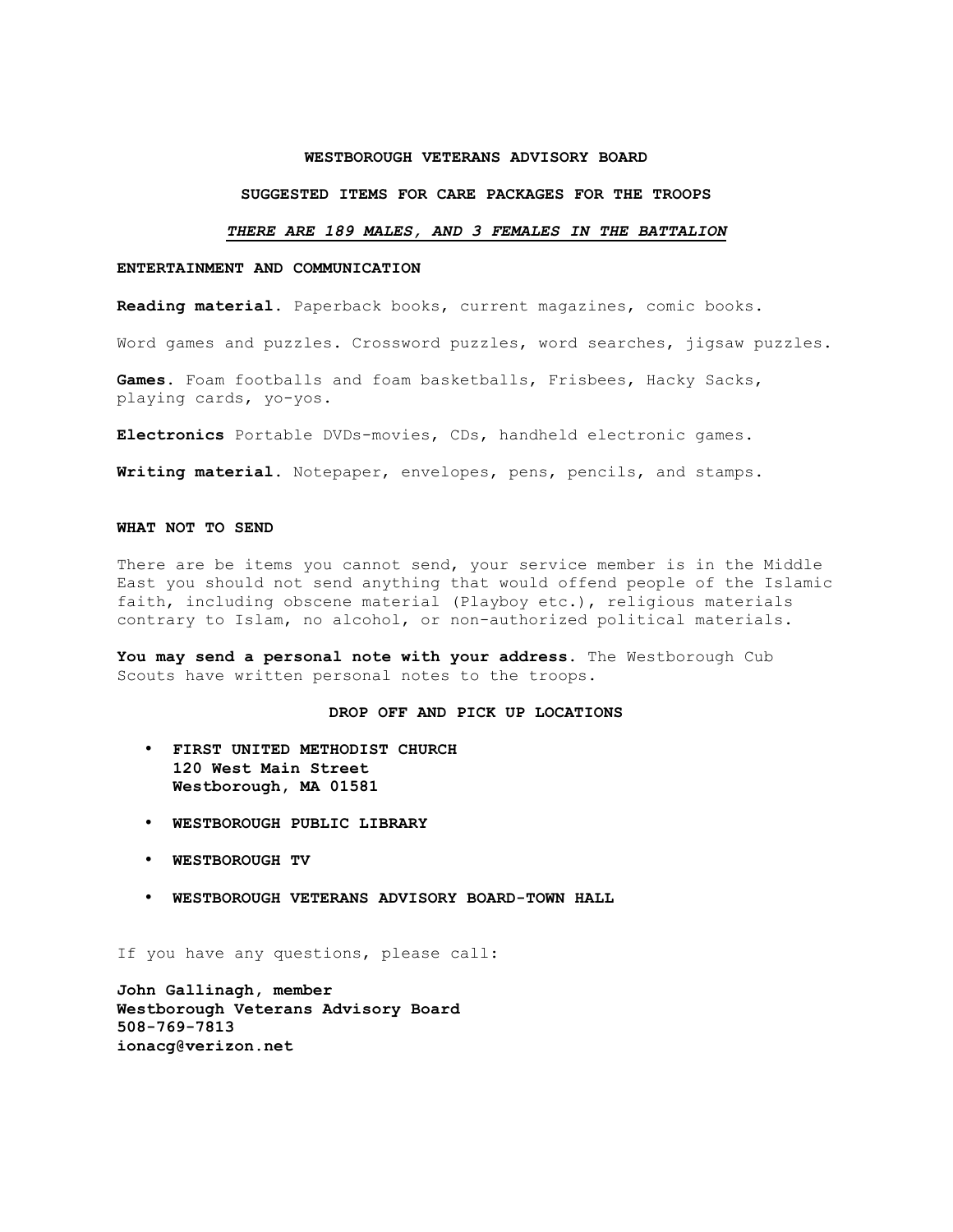**WESTBOROUGH VETERANS ADVISORY BOARD**

**SUGGESTED ITEMS FOR CARE PACKAGES FOR THE TROOPS**

***THERE ARE 189 MALES, AND 3 FEMALES IN THE BATTALION***

**ENTERTAINMENT AND COMMUNICATION**

**Reading material.** Paperback books, current magazines, comic books.

Word games and puzzles. Crossword puzzles, word searches, jigsaw puzzles.

**Games.** Foam footballs and foam basketballs, Frisbees, Hacky Sacks, playing cards, yo-yos.

**Electronics** Portable DVDs-movies, CDs, handheld electronic games.

**Writing material.** Notepaper, envelopes, pens, pencils, and stamps.

**WHAT NOT TO SEND**

There are be items you cannot send, your service member is in the Middle East you should not send anything that would offend people of the Islamic faith, including obscene material (Playboy etc.), religious materials contrary to Islam, no alcohol, or non-authorized political materials.

**You may send a personal note with your address.** The Westborough Cub Scouts have written personal notes to the troops.

**DROP OFF AND PICK UP LOCATIONS**

- **FIRST UNITED METHODIST CHURCH**
  **120 West Main Street**
  **Westborough, MA 01581**
- **WESTBOROUGH PUBLIC LIBRARY**
- **WESTBOROUGH TV**
- **WESTBOROUGH VETERANS ADVISORY BOARD-TOWN HALL**

If you have any questions, please call:

**John Gallinagh, member**
**Westborough Veterans Advisory Board**
**508-769-7813**
**ionacg@verizon.net**